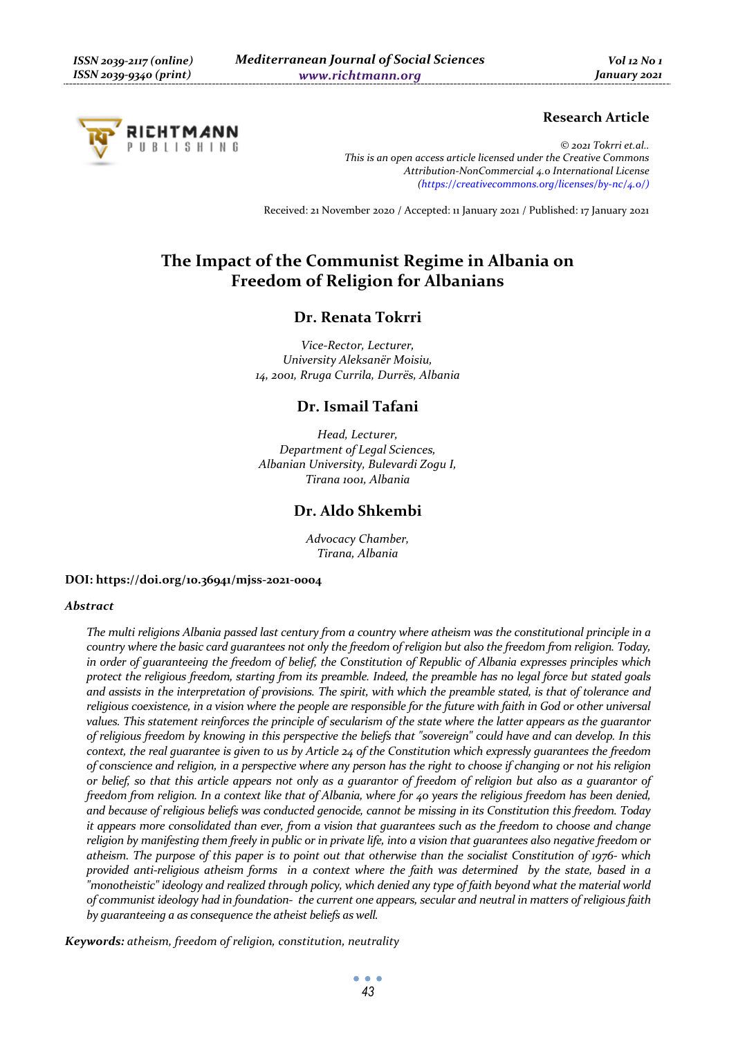**Research Article**

© 2021 Tokrri et.al..
This is an open access article licensed under the Creative Commons Attribution-NonCommercial 4.0 International License (https://creativecommons.org/licenses/by-nc/4.0/)

Received: 21 November 2020 / Accepted: 11 January 2021 / Published: 17 January 2021

# The Impact of the Communist Regime in Albania on Freedom of Religion for Albanians

## Dr. Renata Tokrri

*Vice-Rector, Lecturer,*
*University Aleksanër Moisiu,*
*14, 2001, Rruga Currila, Durrës, Albania*

## Dr. Ismail Tafani

*Head, Lecturer,*
*Department of Legal Sciences,*
*Albanian University, Bulevardi Zogu I,*
*Tirana 1001, Albania*

## Dr. Aldo Shkembi

*Advocacy Chamber,*
*Tirana, Albania*

**DOI: https://doi.org/10.36941/mjss-2021-0004**

***Abstract***

*The multi religions Albania passed last century from a country where atheism was the constitutional principle in a country where the basic card guarantees not only the freedom of religion but also the freedom from religion. Today, in order of guaranteeing the freedom of belief, the Constitution of Republic of Albania expresses principles which protect the religious freedom, starting from its preamble. Indeed, the preamble has no legal force but stated goals and assists in the interpretation of provisions. The spirit, with which the preamble stated, is that of tolerance and religious coexistence, in a vision where the people are responsible for the future with faith in God or other universal values. This statement reinforces the principle of secularism of the state where the latter appears as the guarantor of religious freedom by knowing in this perspective the beliefs that "sovereign" could have and can develop. In this context, the real guarantee is given to us by Article 24 of the Constitution which expressly guarantees the freedom of conscience and religion, in a perspective where any person has the right to choose if changing or not his religion or belief, so that this article appears not only as a guarantor of freedom of religion but also as a guarantor of freedom from religion. In a context like that of Albania, where for 40 years the religious freedom has been denied, and because of religious beliefs was conducted genocide, cannot be missing in its Constitution this freedom. Today it appears more consolidated than ever, from a vision that guarantees such as the freedom to choose and change religion by manifesting them freely in public or in private life, into a vision that guarantees also negative freedom or atheism. The purpose of this paper is to point out that otherwise than the socialist Constitution of 1976- which provided anti-religious atheism forms in a context where the faith was determined by the state, based in a "monotheistic" ideology and realized through policy, which denied any type of faith beyond what the material world of communist ideology had in foundation- the current one appears, secular and neutral in matters of religious faith by guaranteeing a as consequence the atheist beliefs as well.*

***Keywords:*** *atheism, freedom of religion, constitution, neutrality*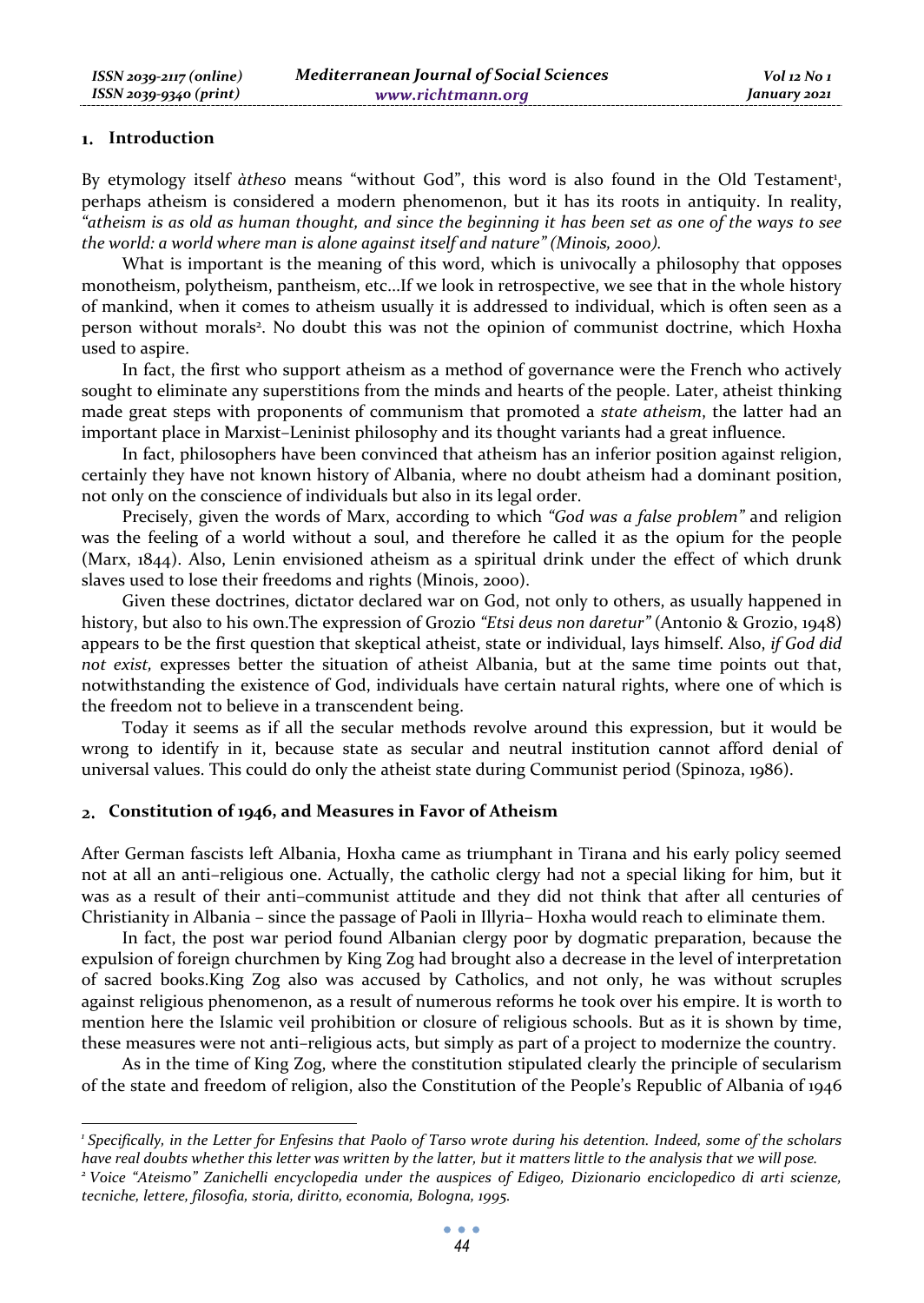## 1. Introduction

By etymology itself *àtheso* means "without God", this word is also found in the Old Testament[1], perhaps atheism is considered a modern phenomenon, but it has its roots in antiquity. In reality, *"atheism is as old as human thought, and since the beginning it has been set as one of the ways to see the world: a world where man is alone against itself and nature" (Minois, 2000).*

What is important is the meaning of this word, which is univocally a philosophy that opposes monotheism, polytheism, pantheism, etc...If we look in retrospective, we see that in the whole history of mankind, when it comes to atheism usually it is addressed to individual, which is often seen as a person without morals[2]. No doubt this was not the opinion of communist doctrine, which Hoxha used to aspire.

In fact, the first who support atheism as a method of governance were the French who actively sought to eliminate any superstitions from the minds and hearts of the people. Later, atheist thinking made great steps with proponents of communism that promoted a *state atheism*, the latter had an important place in Marxist–Leninist philosophy and its thought variants had a great influence.

In fact, philosophers have been convinced that atheism has an inferior position against religion, certainly they have not known history of Albania, where no doubt atheism had a dominant position, not only on the conscience of individuals but also in its legal order.

Precisely, given the words of Marx, according to which *"God was a false problem"* and religion was the feeling of a world without a soul, and therefore he called it as the opium for the people (Marx, 1844). Also, Lenin envisioned atheism as a spiritual drink under the effect of which drunk slaves used to lose their freedoms and rights (Minois, 2000).

Given these doctrines, dictator declared war on God, not only to others, as usually happened in history, but also to his own.The expression of Grozio *"Etsi deus non daretur"* (Antonio & Grozio, 1948) appears to be the first question that skeptical atheist, state or individual, lays himself. Also, *if God did not exist,* expresses better the situation of atheist Albania, but at the same time points out that, notwithstanding the existence of God, individuals have certain natural rights, where one of which is the freedom not to believe in a transcendent being.

Today it seems as if all the secular methods revolve around this expression, but it would be wrong to identify in it, because state as secular and neutral institution cannot afford denial of universal values. This could do only the atheist state during Communist period (Spinoza, 1986).

## 2. Constitution of 1946, and Measures in Favor of Atheism

After German fascists left Albania, Hoxha came as triumphant in Tirana and his early policy seemed not at all an anti–religious one. Actually, the catholic clergy had not a special liking for him, but it was as a result of their anti–communist attitude and they did not think that after all centuries of Christianity in Albania – since the passage of Paoli in Illyria– Hoxha would reach to eliminate them.

In fact, the post war period found Albanian clergy poor by dogmatic preparation, because the expulsion of foreign churchmen by King Zog had brought also a decrease in the level of interpretation of sacred books.King Zog also was accused by Catholics, and not only, he was without scruples against religious phenomenon, as a result of numerous reforms he took over his empire. It is worth to mention here the Islamic veil prohibition or closure of religious schools. But as it is shown by time, these measures were not anti–religious acts, but simply as part of a project to modernize the country.

As in the time of King Zog, where the constitution stipulated clearly the principle of secularism of the state and freedom of religion, also the Constitution of the People's Republic of Albania of 1946

---

[1] *Specifically, in the Letter for Enfesins that Paolo of Tarso wrote during his detention. Indeed, some of the scholars have real doubts whether this letter was written by the latter, but it matters little to the analysis that we will pose.*

[2] *Voice "Ateismo" Zanichelli encyclopedia under the auspices of Edigeo, Dizionario enciclopedico di arti scienze, tecniche, lettere, filosofia, storia, diritto, economia, Bologna, 1995.*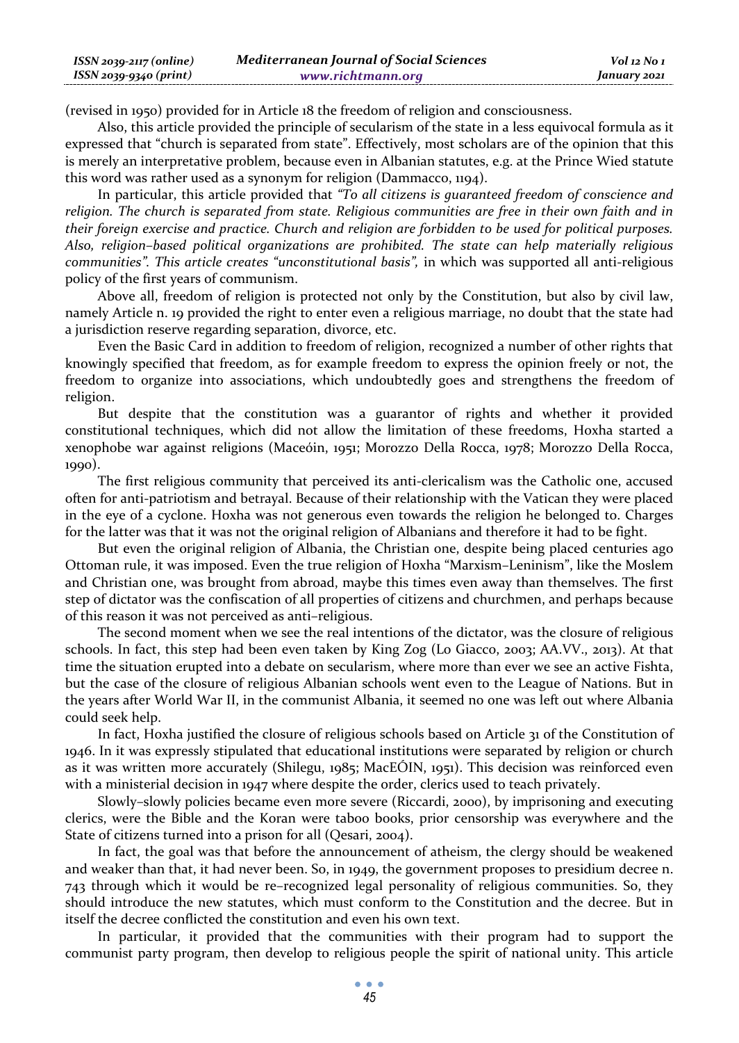(revised in 1950) provided for in Article 18 the freedom of religion and consciousness.

Also, this article provided the principle of secularism of the state in a less equivocal formula as it expressed that "church is separated from state". Effectively, most scholars are of the opinion that this is merely an interpretative problem, because even in Albanian statutes, e.g. at the Prince Wied statute this word was rather used as a synonym for religion (Dammacco, 1194).

In particular, this article provided that *"To all citizens is guaranteed freedom of conscience and religion. The church is separated from state. Religious communities are free in their own faith and in their foreign exercise and practice. Church and religion are forbidden to be used for political purposes. Also, religion–based political organizations are prohibited. The state can help materially religious communities". This article creates "unconstitutional basis",* in which was supported all anti-religious policy of the first years of communism.

Above all, freedom of religion is protected not only by the Constitution, but also by civil law, namely Article n. 19 provided the right to enter even a religious marriage, no doubt that the state had a jurisdiction reserve regarding separation, divorce, etc.

Even the Basic Card in addition to freedom of religion, recognized a number of other rights that knowingly specified that freedom, as for example freedom to express the opinion freely or not, the freedom to organize into associations, which undoubtedly goes and strengthens the freedom of religion.

But despite that the constitution was a guarantor of rights and whether it provided constitutional techniques, which did not allow the limitation of these freedoms, Hoxha started a xenophobe war against religions (Maceóin, 1951; Morozzo Della Rocca, 1978; Morozzo Della Rocca, 1990).

The first religious community that perceived its anti-clericalism was the Catholic one, accused often for anti-patriotism and betrayal. Because of their relationship with the Vatican they were placed in the eye of a cyclone. Hoxha was not generous even towards the religion he belonged to. Charges for the latter was that it was not the original religion of Albanians and therefore it had to be fight.

But even the original religion of Albania, the Christian one, despite being placed centuries ago Ottoman rule, it was imposed. Even the true religion of Hoxha "Marxism–Leninism", like the Moslem and Christian one, was brought from abroad, maybe this times even away than themselves. The first step of dictator was the confiscation of all properties of citizens and churchmen, and perhaps because of this reason it was not perceived as anti–religious.

The second moment when we see the real intentions of the dictator, was the closure of religious schools. In fact, this step had been even taken by King Zog (Lo Giacco, 2003; AA.VV., 2013). At that time the situation erupted into a debate on secularism, where more than ever we see an active Fishta, but the case of the closure of religious Albanian schools went even to the League of Nations. But in the years after World War II, in the communist Albania, it seemed no one was left out where Albania could seek help.

In fact, Hoxha justified the closure of religious schools based on Article 31 of the Constitution of 1946. In it was expressly stipulated that educational institutions were separated by religion or church as it was written more accurately (Shilegu, 1985; MacEÓIN, 1951). This decision was reinforced even with a ministerial decision in 1947 where despite the order, clerics used to teach privately.

Slowly–slowly policies became even more severe (Riccardi, 2000), by imprisoning and executing clerics, were the Bible and the Koran were taboo books, prior censorship was everywhere and the State of citizens turned into a prison for all (Qesari, 2004).

In fact, the goal was that before the announcement of atheism, the clergy should be weakened and weaker than that, it had never been. So, in 1949, the government proposes to presidium decree n. 743 through which it would be re–recognized legal personality of religious communities. So, they should introduce the new statutes, which must conform to the Constitution and the decree. But in itself the decree conflicted the constitution and even his own text.

In particular, it provided that the communities with their program had to support the communist party program, then develop to religious people the spirit of national unity. This article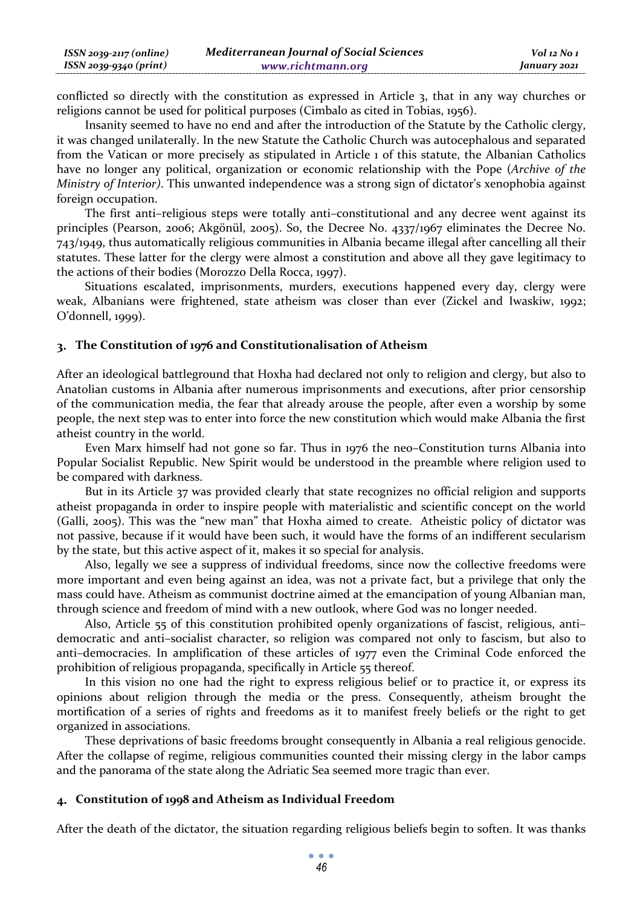conflicted so directly with the constitution as expressed in Article 3, that in any way churches or religions cannot be used for political purposes (Cimbalo as cited in Tobias, 1956).

Insanity seemed to have no end and after the introduction of the Statute by the Catholic clergy, it was changed unilaterally. In the new Statute the Catholic Church was autocephalous and separated from the Vatican or more precisely as stipulated in Article 1 of this statute, the Albanian Catholics have no longer any political, organization or economic relationship with the Pope (*Archive of the Ministry of Interior)*. This unwanted independence was a strong sign of dictator's xenophobia against foreign occupation.

The first anti–religious steps were totally anti–constitutional and any decree went against its principles (Pearson, 2006; Akgönül, 2005). So, the Decree No. 4337/1967 eliminates the Decree No. 743/1949, thus automatically religious communities in Albania became illegal after cancelling all their statutes. These latter for the clergy were almost a constitution and above all they gave legitimacy to the actions of their bodies (Morozzo Della Rocca, 1997).

Situations escalated, imprisonments, murders, executions happened every day, clergy were weak, Albanians were frightened, state atheism was closer than ever (Zickel and Iwaskiw, 1992; O'donnell, 1999).

## 3. The Constitution of 1976 and Constitutionalisation of Atheism

After an ideological battleground that Hoxha had declared not only to religion and clergy, but also to Anatolian customs in Albania after numerous imprisonments and executions, after prior censorship of the communication media, the fear that already arouse the people, after even a worship by some people, the next step was to enter into force the new constitution which would make Albania the first atheist country in the world.

Even Marx himself had not gone so far. Thus in 1976 the neo–Constitution turns Albania into Popular Socialist Republic. New Spirit would be understood in the preamble where religion used to be compared with darkness.

But in its Article 37 was provided clearly that state recognizes no official religion and supports atheist propaganda in order to inspire people with materialistic and scientific concept on the world (Galli, 2005). This was the "new man" that Hoxha aimed to create. Atheistic policy of dictator was not passive, because if it would have been such, it would have the forms of an indifferent secularism by the state, but this active aspect of it, makes it so special for analysis.

Also, legally we see a suppress of individual freedoms, since now the collective freedoms were more important and even being against an idea, was not a private fact, but a privilege that only the mass could have. Atheism as communist doctrine aimed at the emancipation of young Albanian man, through science and freedom of mind with a new outlook, where God was no longer needed.

Also, Article 55 of this constitution prohibited openly organizations of fascist, religious, anti–democratic and anti–socialist character, so religion was compared not only to fascism, but also to anti–democracies. In amplification of these articles of 1977 even the Criminal Code enforced the prohibition of religious propaganda, specifically in Article 55 thereof.

In this vision no one had the right to express religious belief or to practice it, or express its opinions about religion through the media or the press. Consequently, atheism brought the mortification of a series of rights and freedoms as it to manifest freely beliefs or the right to get organized in associations.

These deprivations of basic freedoms brought consequently in Albania a real religious genocide. After the collapse of regime, religious communities counted their missing clergy in the labor camps and the panorama of the state along the Adriatic Sea seemed more tragic than ever.

## 4. Constitution of 1998 and Atheism as Individual Freedom

After the death of the dictator, the situation regarding religious beliefs begin to soften. It was thanks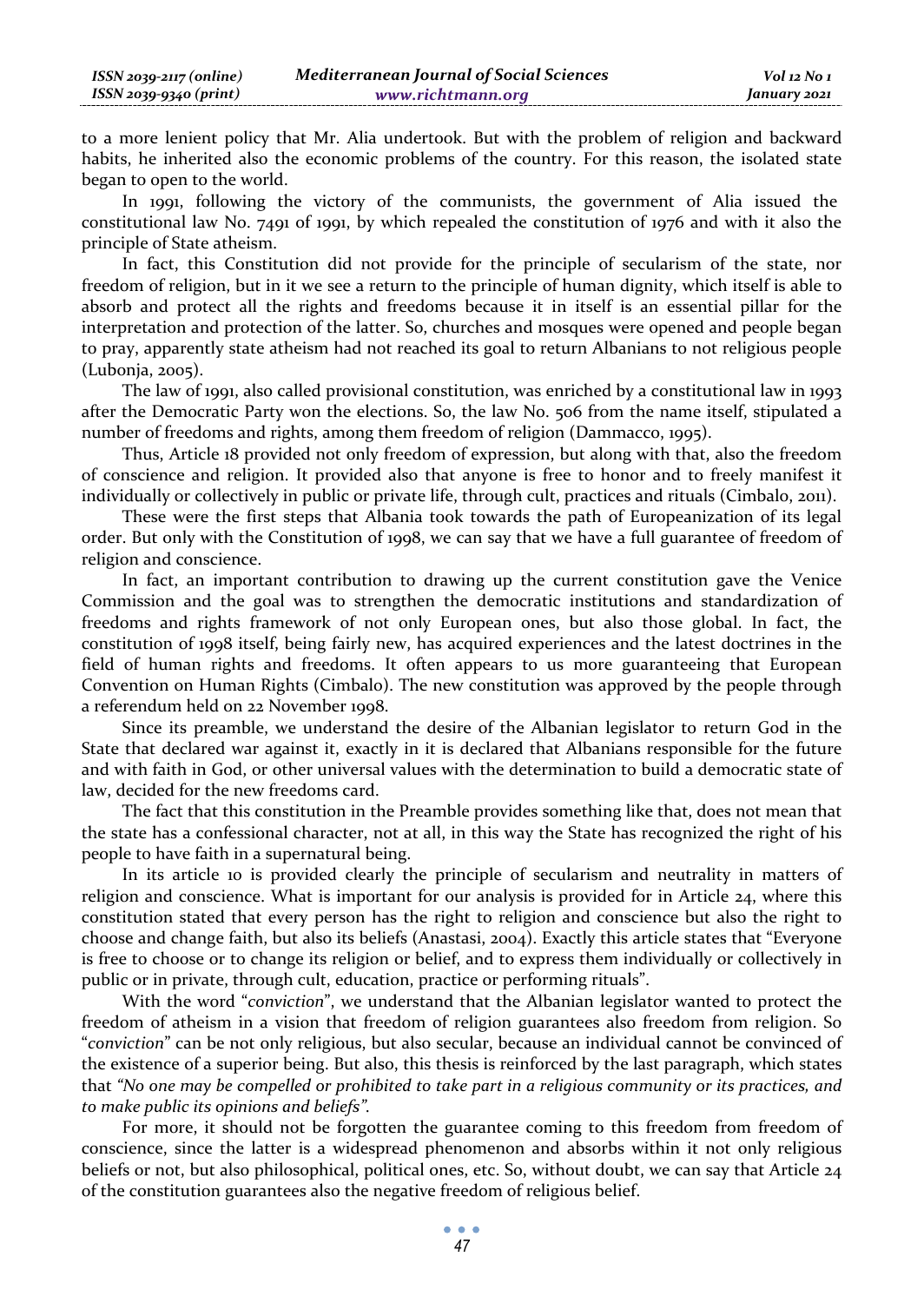to a more lenient policy that Mr. Alia undertook. But with the problem of religion and backward habits, he inherited also the economic problems of the country. For this reason, the isolated state began to open to the world.

In 1991, following the victory of the communists, the government of Alia issued the constitutional law No. 7491 of 1991, by which repealed the constitution of 1976 and with it also the principle of State atheism.

In fact, this Constitution did not provide for the principle of secularism of the state, nor freedom of religion, but in it we see a return to the principle of human dignity, which itself is able to absorb and protect all the rights and freedoms because it in itself is an essential pillar for the interpretation and protection of the latter. So, churches and mosques were opened and people began to pray, apparently state atheism had not reached its goal to return Albanians to not religious people (Lubonja, 2005).

The law of 1991, also called provisional constitution, was enriched by a constitutional law in 1993 after the Democratic Party won the elections. So, the law No. 506 from the name itself, stipulated a number of freedoms and rights, among them freedom of religion (Dammacco, 1995).

Thus, Article 18 provided not only freedom of expression, but along with that, also the freedom of conscience and religion. It provided also that anyone is free to honor and to freely manifest it individually or collectively in public or private life, through cult, practices and rituals (Cimbalo, 2011).

These were the first steps that Albania took towards the path of Europeanization of its legal order. But only with the Constitution of 1998, we can say that we have a full guarantee of freedom of religion and conscience.

In fact, an important contribution to drawing up the current constitution gave the Venice Commission and the goal was to strengthen the democratic institutions and standardization of freedoms and rights framework of not only European ones, but also those global. In fact, the constitution of 1998 itself, being fairly new, has acquired experiences and the latest doctrines in the field of human rights and freedoms. It often appears to us more guaranteeing that European Convention on Human Rights (Cimbalo). The new constitution was approved by the people through a referendum held on 22 November 1998.

Since its preamble, we understand the desire of the Albanian legislator to return God in the State that declared war against it, exactly in it is declared that Albanians responsible for the future and with faith in God, or other universal values with the determination to build a democratic state of law, decided for the new freedoms card.

The fact that this constitution in the Preamble provides something like that, does not mean that the state has a confessional character, not at all, in this way the State has recognized the right of his people to have faith in a supernatural being.

In its article 10 is provided clearly the principle of secularism and neutrality in matters of religion and conscience. What is important for our analysis is provided for in Article 24, where this constitution stated that every person has the right to religion and conscience but also the right to choose and change faith, but also its beliefs (Anastasi, 2004). Exactly this article states that "Everyone is free to choose or to change its religion or belief, and to express them individually or collectively in public or in private, through cult, education, practice or performing rituals".

With the word "*conviction*", we understand that the Albanian legislator wanted to protect the freedom of atheism in a vision that freedom of religion guarantees also freedom from religion. So "*conviction*" can be not only religious, but also secular, because an individual cannot be convinced of the existence of a superior being. But also, this thesis is reinforced by the last paragraph, which states that *"No one may be compelled or prohibited to take part in a religious community or its practices, and to make public its opinions and beliefs"*.

For more, it should not be forgotten the guarantee coming to this freedom from freedom of conscience, since the latter is a widespread phenomenon and absorbs within it not only religious beliefs or not, but also philosophical, political ones, etc. So, without doubt, we can say that Article 24 of the constitution guarantees also the negative freedom of religious belief.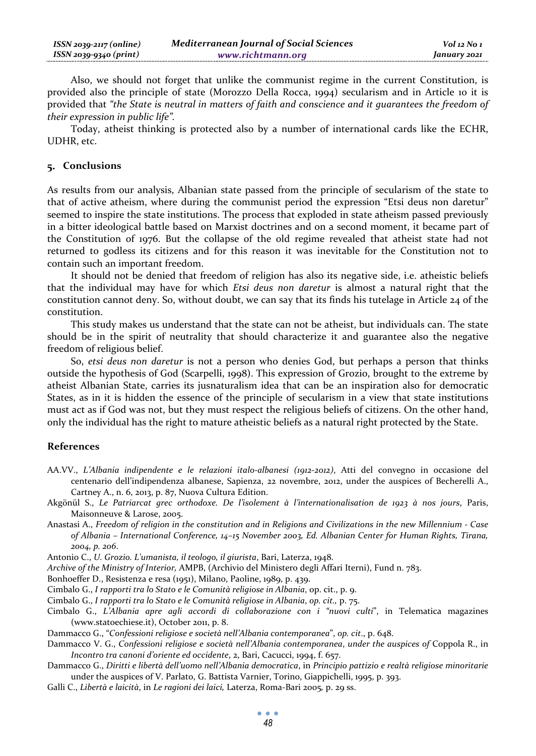Also, we should not forget that unlike the communist regime in the current Constitution, is provided also the principle of state (Morozzo Della Rocca, 1994) secularism and in Article 10 it is provided that *"the State is neutral in matters of faith and conscience and it guarantees the freedom of their expression in public life"*.

Today, atheist thinking is protected also by a number of international cards like the ECHR, UDHR, etc.

## 5. Conclusions

As results from our analysis, Albanian state passed from the principle of secularism of the state to that of active atheism, where during the communist period the expression "Etsi deus non daretur" seemed to inspire the state institutions. The process that exploded in state atheism passed previously in a bitter ideological battle based on Marxist doctrines and on a second moment, it became part of the Constitution of 1976. But the collapse of the old regime revealed that atheist state had not returned to godless its citizens and for this reason it was inevitable for the Constitution not to contain such an important freedom.

It should not be denied that freedom of religion has also its negative side, i.e. atheistic beliefs that the individual may have for which *Etsi deus non daretur* is almost a natural right that the constitution cannot deny. So, without doubt, we can say that its finds his tutelage in Article 24 of the constitution.

This study makes us understand that the state can not be atheist, but individuals can. The state should be in the spirit of neutrality that should characterize it and guarantee also the negative freedom of religious belief.

So, *etsi deus non daretur* is not a person who denies God, but perhaps a person that thinks outside the hypothesis of God (Scarpelli, 1998). This expression of Grozio, brought to the extreme by atheist Albanian State, carries its jusnaturalism idea that can be an inspiration also for democratic States, as in it is hidden the essence of the principle of secularism in a view that state institutions must act as if God was not, but they must respect the religious beliefs of citizens. On the other hand, only the individual has the right to mature atheistic beliefs as a natural right protected by the State.

## References

AA.VV., *L'Albania indipendente e le relazioni italo-albanesi (1912-2012)*, Atti del convegno in occasione del centenario dell'indipendenza albanese, Sapienza, 22 novembre, 2012, under the auspices of Becherelli A., Cartney A., n. 6, 2013, p. 87, Nuova Cultura Edition.

Akgönül S., *Le Patriarcat grec orthodoxe. De l'isolement à l'internationalisation de 1923 à nos jours*, Paris, Maisonneuve & Larose, 2005.

Anastasi A., *Freedom of religion in the constitution and in Religions and Civilizations in the new Millennium - Case of Albania – International Conference, 14–15 November 2003, Ed. Albanian Center for Human Rights, Tirana, 2004, p. 206*.

Antonio C., *U. Grozio. L'umanista, il teologo, il giurista*, Bari, Laterza, 1948.

*Archive of the Ministry of Interior,* AMPB, (Archivio del Ministero degli Affari Iterni), Fund n. 783.

Bonhoeffer D., Resistenza e resa (1951), Milano, Paoline, 1989, p. 439.

Cimbalo G., *I rapporti tra lo Stato e le Comunità religiose in Albania*, op. cit., p. 9.

Cimbalo G., *I rapporti tra lo Stato e le Comunità religiose in Albania*, *op. cit.,* p. 75.

Cimbalo G., *L'Albania apre agli accordi di collaborazione con i "nuovi culti*", in Telematica magazines (www.statoechiese.it), October 2011, p. 8.

Dammacco G., "*Confessioni religiose e società nell'Albania contemporanea*", *op. cit*., p. 648.

Dammacco V. G., *Confessioni religiose e società nell'Albania contemporanea*, *under the auspices of* Coppola R., in *Incontro tra canoni d'oriente ed occidente*, 2, Bari, Cacucci, 1994, f. 657.

Dammacco G., *Diritti e libertà dell'uomo nell'Albania democratica*, in *Principio pattizio e realtà religiose minoritarie* under the auspices of V. Parlato, G. Battista Varnier, Torino, Giappichelli, 1995, p. 393.

Galli C., *Libertà e laicità*, in *Le ragioni dei laici,* Laterza, Roma-Bari 2005, p. 29 ss.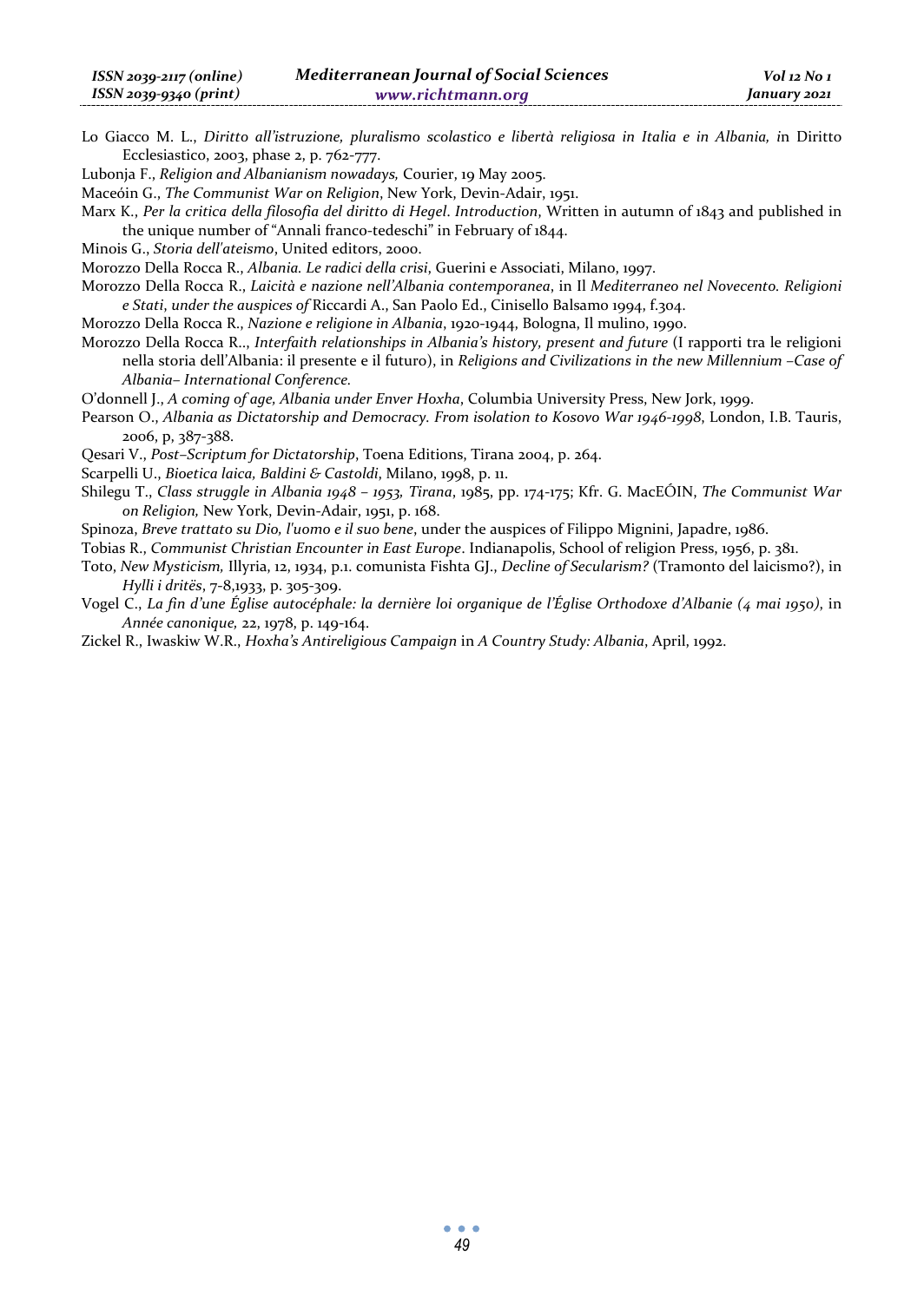Lo Giacco M. L., *Diritto all'istruzione, pluralismo scolastico e libertà religiosa in Italia e in Albania, i*n Diritto Ecclesiastico, 2003, phase 2, p. 762-777.

Lubonja F., *Religion and Albanianism nowadays,* Courier, 19 May 2005.

Maceóin G., *The Communist War on Religion*, New York, Devin-Adair, 1951.

Marx K., *Per la critica della filosofia del diritto di Hegel*. *Introduction*, Written in autumn of 1843 and published in the unique number of "Annali franco-tedeschi" in February of 1844.

Minois G., *Storia dell'ateismo*, United editors, 2000.

Morozzo Della Rocca R., *Albania. Le radici della crisi*, Guerini e Associati, Milano, 1997.

Morozzo Della Rocca R., *Laicità e nazione nell'Albania contemporanea*, in Il *Mediterraneo nel Novecento. Religioni e Stati, under the auspices of* Riccardi A., San Paolo Ed., Cinisello Balsamo 1994, f.304.

Morozzo Della Rocca R., *Nazione e religione in Albania*, 1920-1944, Bologna, Il mulino, 1990.

Morozzo Della Rocca R.., *Interfaith relationships in Albania's history, present and future* (I rapporti tra le religioni nella storia dell'Albania: il presente e il futuro), in *Religions and Civilizations in the new Millennium –Case of Albania– International Conference.*

O'donnell J., *A coming of age, Albania under Enver Hoxha*, Columbia University Press, New Jork, 1999.

Pearson O., *Albania as Dictatorship and Democracy. From isolation to Kosovo War 1946-1998*, London, I.B. Tauris, 2006, p, 387-388.

Qesari V., *Post–Scriptum for Dictatorship*, Toena Editions, Tirana 2004, p. 264.

Scarpelli U., *Bioetica laica, Baldini & Castoldi*, Milano, 1998, p. 11.

Shilegu T., *Class struggle in Albania 1948 – 1953, Tirana*, 1985, pp. 174-175; Kfr. G. MacEÓIN, *The Communist War on Religion,* New York, Devin-Adair, 1951, p. 168.

Spinoza, *Breve trattato su Dio, l'uomo e il suo bene*, under the auspices of Filippo Mignini, Japadre, 1986.

Tobias R., *Communist Christian Encounter in East Europe*. Indianapolis, School of religion Press, 1956, p. 381.

Toto, *New Mysticism,* Illyria, 12, 1934, p.1. comunista Fishta GJ., *Decline of Secularism?* (Tramonto del laicismo?), in *Hylli i dritës*, 7-8,1933, p. 305-309.

Vogel C., *La fin d'une Église autocéphale: la dernière loi organique de l'Église Orthodoxe d'Albanie (4 mai 1950)*, in *Année canonique,* 22, 1978, p. 149-164.

Zickel R., Iwaskiw W.R., *Hoxha's Antireligious Campaign* in *A Country Study: Albania*, April, 1992.